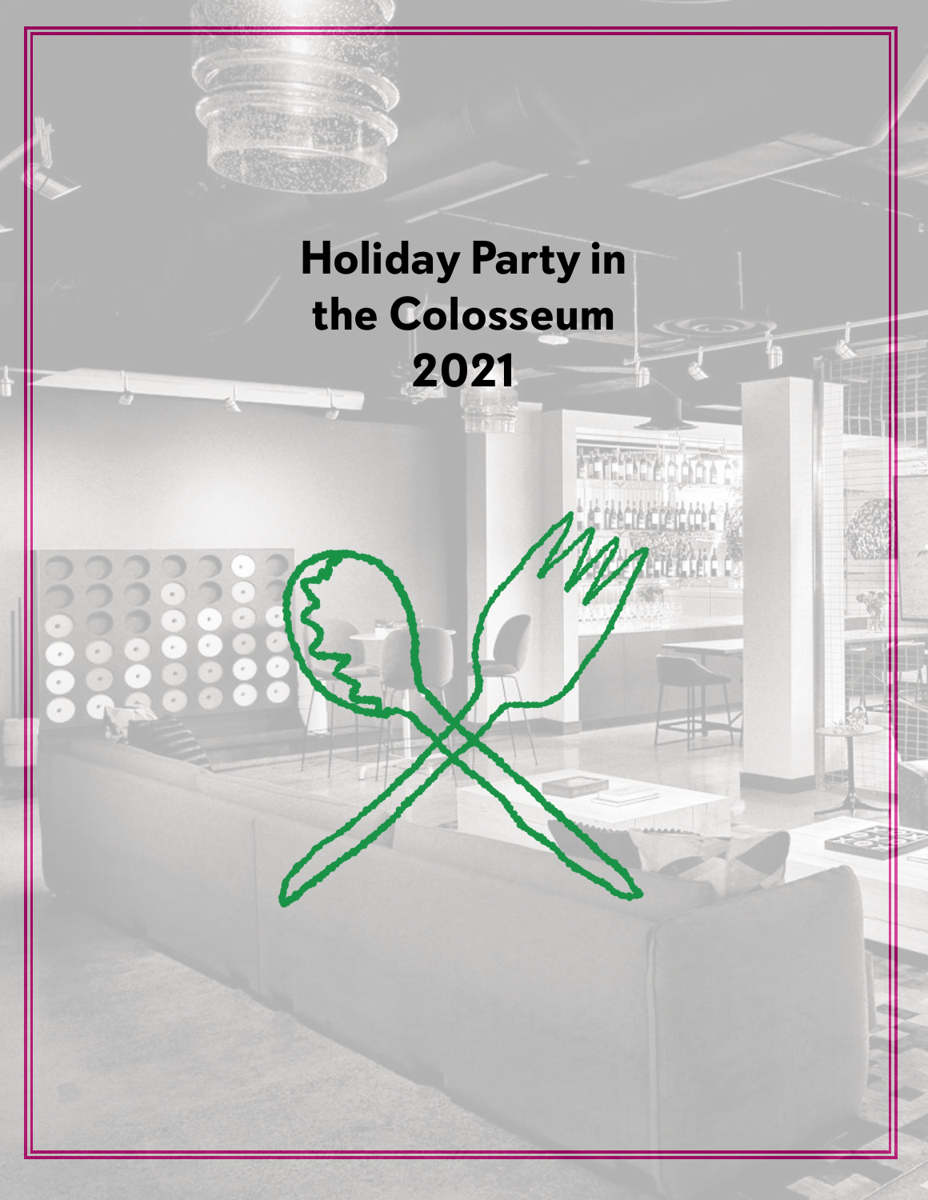# Holiday Party in the Colosseum 2021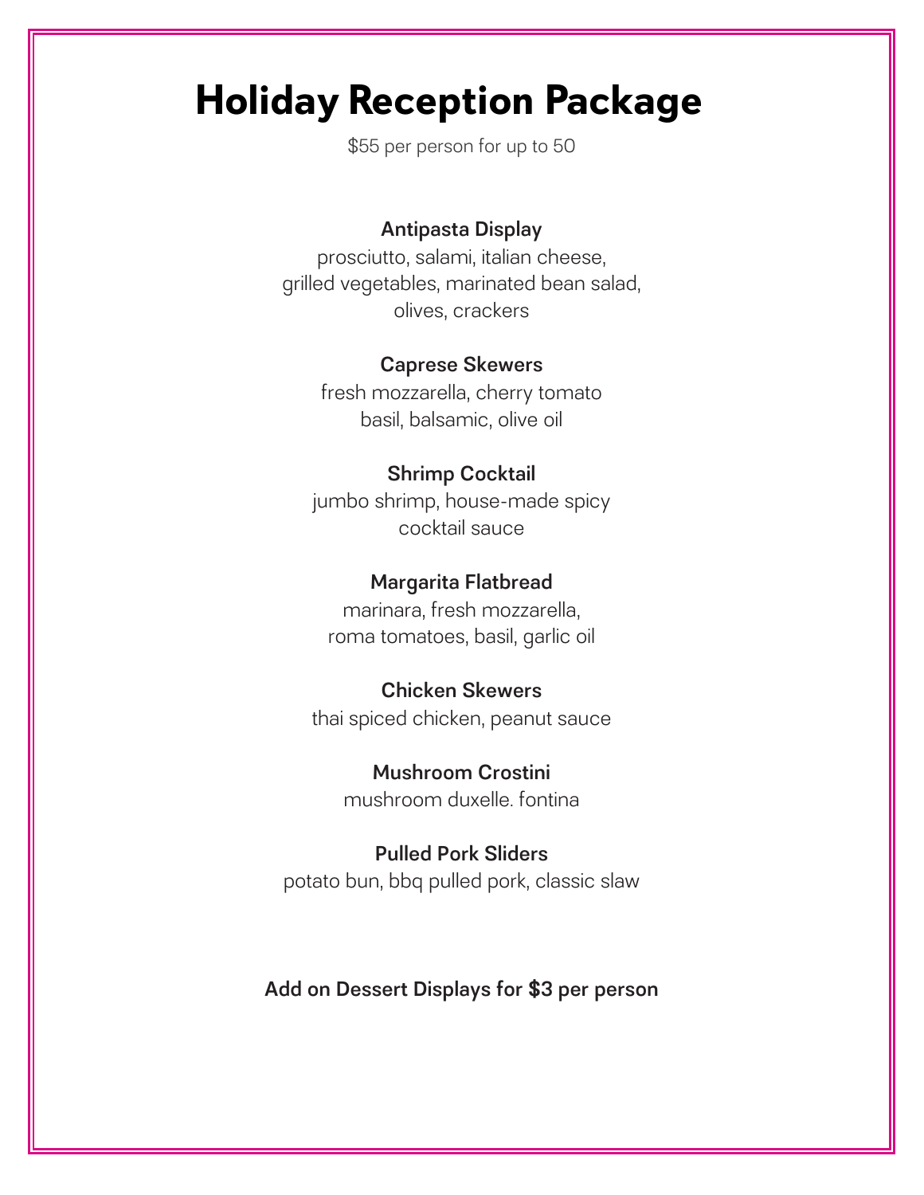# Holiday Reception Package

$55 per person for up to 50

**Antipasta Display**
prosciutto, salami, italian cheese,
grilled vegetables, marinated bean salad,
olives, crackers

**Caprese Skewers**
fresh mozzarella, cherry tomato
basil, balsamic, olive oil

**Shrimp Cocktail**
jumbo shrimp, house-made spicy
cocktail sauce

**Margarita Flatbread**
marinara, fresh mozzarella,
roma tomatoes, basil, garlic oil

**Chicken Skewers**
thai spiced chicken, peanut sauce

**Mushroom Crostini**
mushroom duxelle. fontina

**Pulled Pork Sliders**
potato bun, bbq pulled pork, classic slaw

**Add on Dessert Displays for $3 per person**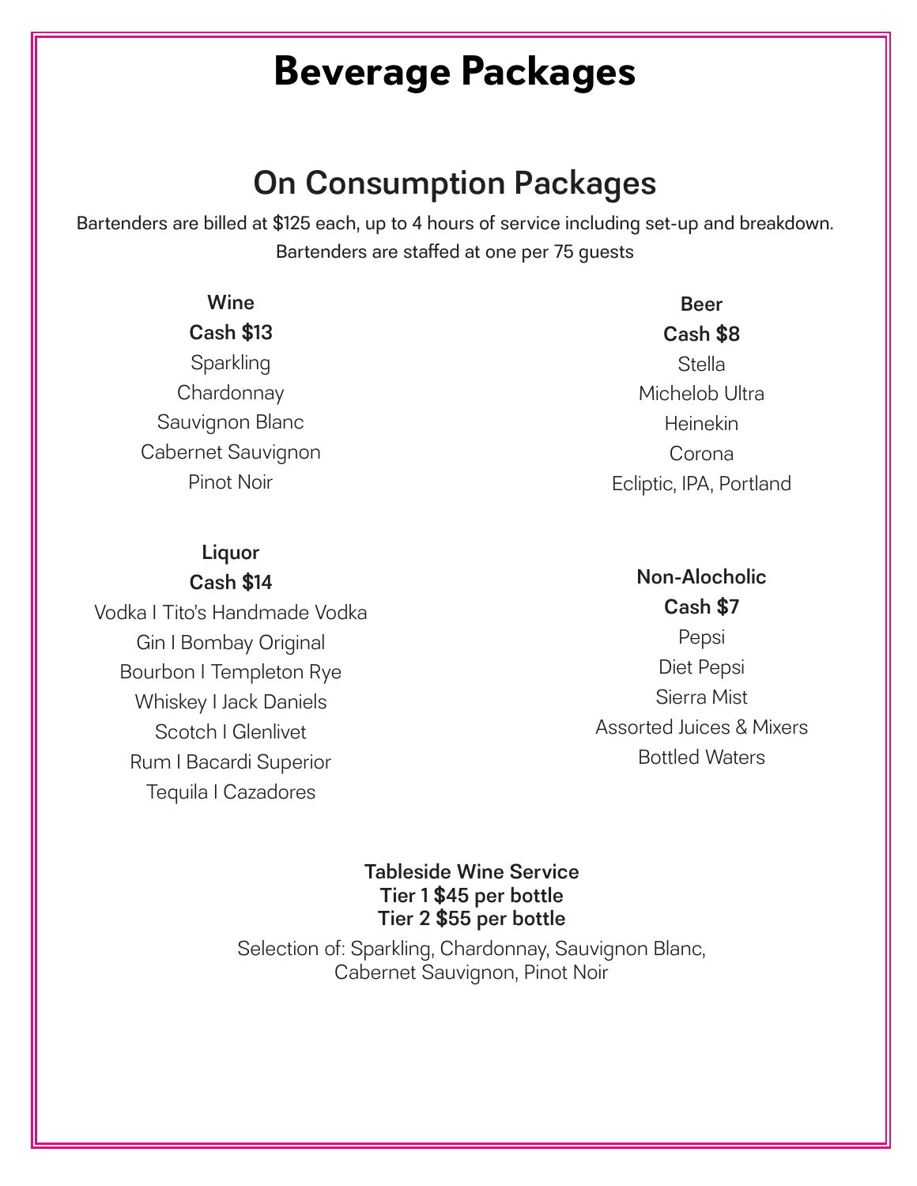# Beverage Packages

## On Consumption Packages

Bartenders are billed at $125 each, up to 4 hours of service including set-up and breakdown.
Bartenders are staffed at one per 75 guests

**Wine**
**Cash $13**
Sparkling
Chardonnay
Sauvignon Blanc
Cabernet Sauvignon
Pinot Noir

**Beer**
**Cash $8**
Stella
Michelob Ultra
Heinekin
Corona
Ecliptic, IPA, Portland

**Liquor**
**Cash $14**
Vodka I Tito's Handmade Vodka
Gin I Bombay Original
Bourbon I Templeton Rye
Whiskey I Jack Daniels
Scotch I Glenlivet
Rum I Bacardi Superior
Tequila I Cazadores

**Non-Alocholic**
**Cash $7**
Pepsi
Diet Pepsi
Sierra Mist
Assorted Juices & Mixers
Bottled Waters

**Tableside Wine Service**
**Tier 1 $45 per bottle**
**Tier 2 $55 per bottle**
Selection of: Sparkling, Chardonnay, Sauvignon Blanc, Cabernet Sauvignon, Pinot Noir